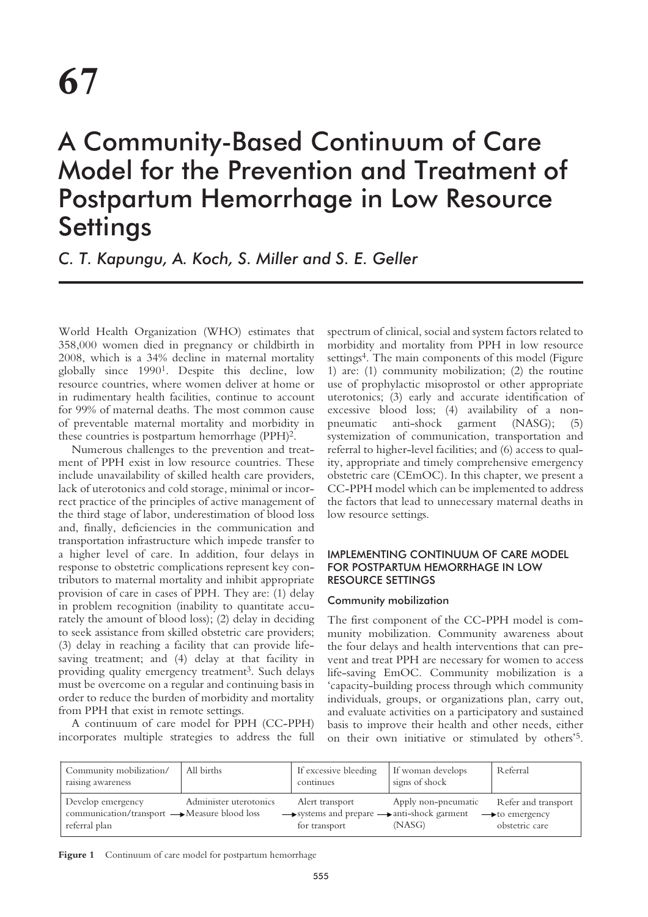# 67

# A Community-Based Continuum of Care Model for the Prevention and Treatment of Postpartum Hemorrhage in Low Resource Settings

*C. T. Kapungu, A. Koch, S. Miller and S. E. Geller*

World Health Organization (WHO) estimates that 358,000 women died in pregnancy or childbirth in 2008, which is a 34% decline in maternal mortality globally since 1990[1]. Despite this decline, low resource countries, where women deliver at home or in rudimentary health facilities, continue to account for 99% of maternal deaths. The most common cause of preventable maternal mortality and morbidity in these countries is postpartum hemorrhage (PPH)[2].

Numerous challenges to the prevention and treatment of PPH exist in low resource countries. These include unavailability of skilled health care providers, lack of uterotonics and cold storage, minimal or incorrect practice of the principles of active management of the third stage of labor, underestimation of blood loss and, finally, deficiencies in the communication and transportation infrastructure which impede transfer to a higher level of care. In addition, four delays in response to obstetric complications represent key contributors to maternal mortality and inhibit appropriate provision of care in cases of PPH. They are: (1) delay in problem recognition (inability to quantitate accurately the amount of blood loss); (2) delay in deciding to seek assistance from skilled obstetric care providers; (3) delay in reaching a facility that can provide life-saving treatment; and (4) delay at that facility in providing quality emergency treatment[3]. Such delays must be overcome on a regular and continuing basis in order to reduce the burden of morbidity and mortality from PPH that exist in remote settings.

A continuum of care model for PPH (CC-PPH) incorporates multiple strategies to address the full spectrum of clinical, social and system factors related to morbidity and mortality from PPH in low resource settings[4]. The main components of this model (Figure 1) are: (1) community mobilization; (2) the routine use of prophylactic misoprostol or other appropriate uterotonics; (3) early and accurate identification of excessive blood loss; (4) availability of a non-pneumatic anti-shock garment (NASG); (5) systemization of communication, transportation and referral to higher-level facilities; and (6) access to quality, appropriate and timely comprehensive emergency obstetric care (CEmOC). In this chapter, we present a CC-PPH model which can be implemented to address the factors that lead to unnecessary maternal deaths in low resource settings.

## IMPLEMENTING CONTINUUM OF CARE MODEL FOR POSTPARTUM HEMORRHAGE IN LOW RESOURCE SETTINGS

### Community mobilization

The first component of the CC-PPH model is community mobilization. Community awareness about the four delays and health interventions that can prevent and treat PPH are necessary for women to access life-saving EmOC. Community mobilization is a 'capacity-building process through which community individuals, groups, or organizations plan, carry out, and evaluate activities on a participatory and sustained basis to improve their health and other needs, either on their own initiative or stimulated by others'[5].

| Community mobilization/ raising awareness | All births | If excessive bleeding continues | If woman develops signs of shock | Referral |
|---|---|---|---|---|
| Develop emergency communication/transport referral plan → | Administer uterotonics Measure blood loss → | Alert transport systems and prepare for transport → | Apply non-pneumatic anti-shock garment (NASG) → | Refer and transport to emergency obstetric care |

**Figure 1** Continuum of care model for postpartum hemorrhage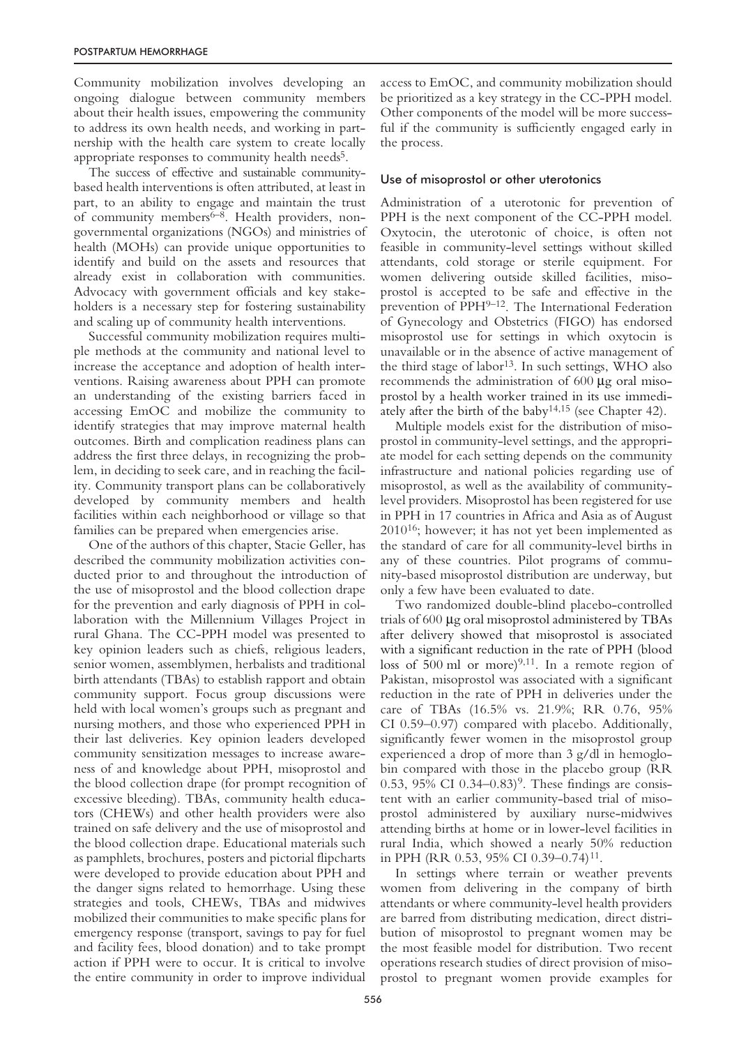Community mobilization involves developing an ongoing dialogue between community members about their health issues, empowering the community to address its own health needs, and working in partnership with the health care system to create locally appropriate responses to community health needs[5].

The success of effective and sustainable community-based health interventions is often attributed, at least in part, to an ability to engage and maintain the trust of community members[6–8]. Health providers, non-governmental organizations (NGOs) and ministries of health (MOHs) can provide unique opportunities to identify and build on the assets and resources that already exist in collaboration with communities. Advocacy with government officials and key stakeholders is a necessary step for fostering sustainability and scaling up of community health interventions.

Successful community mobilization requires multiple methods at the community and national level to increase the acceptance and adoption of health interventions. Raising awareness about PPH can promote an understanding of the existing barriers faced in accessing EmOC and mobilize the community to identify strategies that may improve maternal health outcomes. Birth and complication readiness plans can address the first three delays, in recognizing the problem, in deciding to seek care, and in reaching the facility. Community transport plans can be collaboratively developed by community members and health facilities within each neighborhood or village so that families can be prepared when emergencies arise.

One of the authors of this chapter, Stacie Geller, has described the community mobilization activities conducted prior to and throughout the introduction of the use of misoprostol and the blood collection drape for the prevention and early diagnosis of PPH in collaboration with the Millennium Villages Project in rural Ghana. The CC-PPH model was presented to key opinion leaders such as chiefs, religious leaders, senior women, assemblymen, herbalists and traditional birth attendants (TBAs) to establish rapport and obtain community support. Focus group discussions were held with local women's groups such as pregnant and nursing mothers, and those who experienced PPH in their last deliveries. Key opinion leaders developed community sensitization messages to increase awareness of and knowledge about PPH, misoprostol and the blood collection drape (for prompt recognition of excessive bleeding). TBAs, community health educators (CHEWs) and other health providers were also trained on safe delivery and the use of misoprostol and the blood collection drape. Educational materials such as pamphlets, brochures, posters and pictorial flipcharts were developed to provide education about PPH and the danger signs related to hemorrhage. Using these strategies and tools, CHEWs, TBAs and midwives mobilized their communities to make specific plans for emergency response (transport, savings to pay for fuel and facility fees, blood donation) and to take prompt action if PPH were to occur. It is critical to involve the entire community in order to improve individual access to EmOC, and community mobilization should be prioritized as a key strategy in the CC-PPH model. Other components of the model will be more successful if the community is sufficiently engaged early in the process.

## Use of misoprostol or other uterotonics

Administration of a uterotonic for prevention of PPH is the next component of the CC-PPH model. Oxytocin, the uterotonic of choice, is often not feasible in community-level settings without skilled attendants, cold storage or sterile equipment. For women delivering outside skilled facilities, misoprostol is accepted to be safe and effective in the prevention of PPH[9–12]. The International Federation of Gynecology and Obstetrics (FIGO) has endorsed misoprostol use for settings in which oxytocin is unavailable or in the absence of active management of the third stage of labor[13]. In such settings, WHO also recommends the administration of 600 μg oral misoprostol by a health worker trained in its use immediately after the birth of the baby[14,15] (see Chapter 42).

Multiple models exist for the distribution of misoprostol in community-level settings, and the appropriate model for each setting depends on the community infrastructure and national policies regarding use of misoprostol, as well as the availability of community-level providers. Misoprostol has been registered for use in PPH in 17 countries in Africa and Asia as of August 2010[16]; however, it has not yet been implemented as the standard of care for all community-level births in any of these countries. Pilot programs of community-based misoprostol distribution are underway, but only a few have been evaluated to date.

Two randomized double-blind placebo-controlled trials of 600 μg oral misoprostol administered by TBAs after delivery showed that misoprostol is associated with a significant reduction in the rate of PPH (blood loss of 500 ml or more)[9,11]. In a remote region of Pakistan, misoprostol was associated with a significant reduction in the rate of PPH in deliveries under the care of TBAs (16.5% vs. 21.9%; RR 0.76, 95% CI 0.59–0.97) compared with placebo. Additionally, significantly fewer women in the misoprostol group experienced a drop of more than 3 g/dl in hemoglobin compared with those in the placebo group (RR 0.53, 95% CI 0.34–0.83)[9]. These findings are consistent with an earlier community-based trial of misoprostol administered by auxiliary nurse-midwives attending births at home or in lower-level facilities in rural India, which showed a nearly 50% reduction in PPH (RR 0.53, 95% CI 0.39–0.74)[11].

In settings where terrain or weather prevents women from delivering in the company of birth attendants or where community-level health providers are barred from distributing medication, direct distribution of misoprostol to pregnant women may be the most feasible model for distribution. Two recent operations research studies of direct provision of misoprostol to pregnant women provide examples for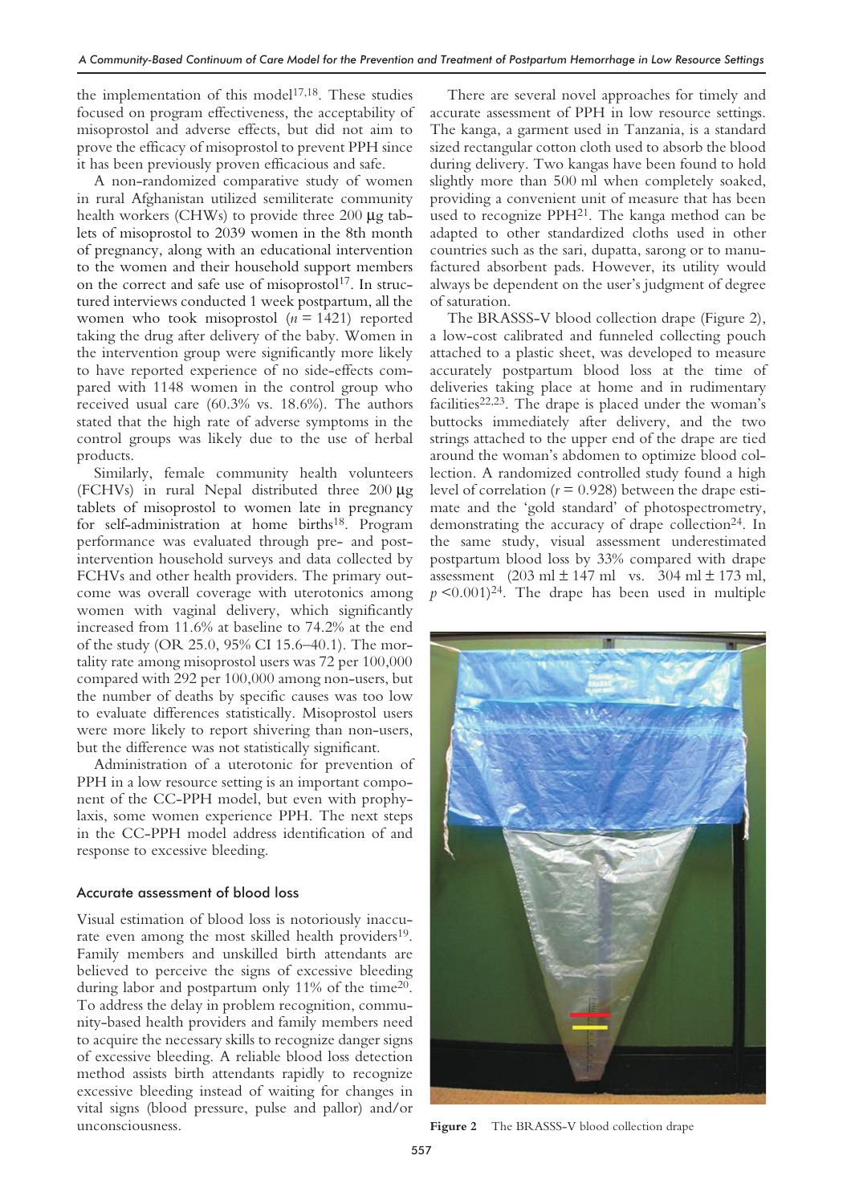the implementation of this model[17,18]. These studies focused on program effectiveness, the acceptability of misoprostol and adverse effects, but did not aim to prove the efficacy of misoprostol to prevent PPH since it has been previously proven efficacious and safe.

A non-randomized comparative study of women in rural Afghanistan utilized semiliterate community health workers (CHWs) to provide three 200 μg tablets of misoprostol to 2039 women in the 8th month of pregnancy, along with an educational intervention to the women and their household support members on the correct and safe use of misoprostol[17]. In structured interviews conducted 1 week postpartum, all the women who took misoprostol ($n = 1421$) reported taking the drug after delivery of the baby. Women in the intervention group were significantly more likely to have reported experience of no side-effects compared with 1148 women in the control group who received usual care (60.3% vs. 18.6%). The authors stated that the high rate of adverse symptoms in the control groups was likely due to the use of herbal products.

Similarly, female community health volunteers (FCHVs) in rural Nepal distributed three 200 μg tablets of misoprostol to women late in pregnancy for self-administration at home births[18]. Program performance was evaluated through pre- and post-intervention household surveys and data collected by FCHVs and other health providers. The primary outcome was overall coverage with uterotonics among women with vaginal delivery, which significantly increased from 11.6% at baseline to 74.2% at the end of the study (OR 25.0, 95% CI 15.6–40.1). The mortality rate among misoprostol users was 72 per 100,000 compared with 292 per 100,000 among non-users, but the number of deaths by specific causes was too low to evaluate differences statistically. Misoprostol users were more likely to report shivering than non-users, but the difference was not statistically significant.

Administration of a uterotonic for prevention of PPH in a low resource setting is an important component of the CC-PPH model, but even with prophylaxis, some women experience PPH. The next steps in the CC-PPH model address identification of and response to excessive bleeding.

### Accurate assessment of blood loss

Visual estimation of blood loss is notoriously inaccurate even among the most skilled health providers[19]. Family members and unskilled birth attendants are believed to perceive the signs of excessive bleeding during labor and postpartum only 11% of the time[20]. To address the delay in problem recognition, community-based health providers and family members need to acquire the necessary skills to recognize danger signs of excessive bleeding. A reliable blood loss detection method assists birth attendants rapidly to recognize excessive bleeding instead of waiting for changes in vital signs (blood pressure, pulse and pallor) and/or unconsciousness.

There are several novel approaches for timely and accurate assessment of PPH in low resource settings. The kanga, a garment used in Tanzania, is a standard sized rectangular cotton cloth used to absorb the blood during delivery. Two kangas have been found to hold slightly more than 500 ml when completely soaked, providing a convenient unit of measure that has been used to recognize PPH[21]. The kanga method can be adapted to other standardized cloths used in other countries such as the sari, dupatta, sarong or to manufactured absorbent pads. However, its utility would always be dependent on the user's judgment of degree of saturation.

The BRASSS-V blood collection drape (Figure 2), a low-cost calibrated and funneled collecting pouch attached to a plastic sheet, was developed to measure accurately postpartum blood loss at the time of deliveries taking place at home and in rudimentary facilities[22,23]. The drape is placed under the woman's buttocks immediately after delivery, and the two strings attached to the upper end of the drape are tied around the woman's abdomen to optimize blood collection. A randomized controlled study found a high level of correlation ($r = 0.928$) between the drape estimate and the 'gold standard' of photospectrometry, demonstrating the accuracy of drape collection[24]. In the same study, visual assessment underestimated postpartum blood loss by 33% compared with drape assessment (203 ml ± 147 ml vs. 304 ml ± 173 ml, $p < 0.001$)[24]. The drape has been used in multiple

**Figure 2** The BRASSS-V blood collection drape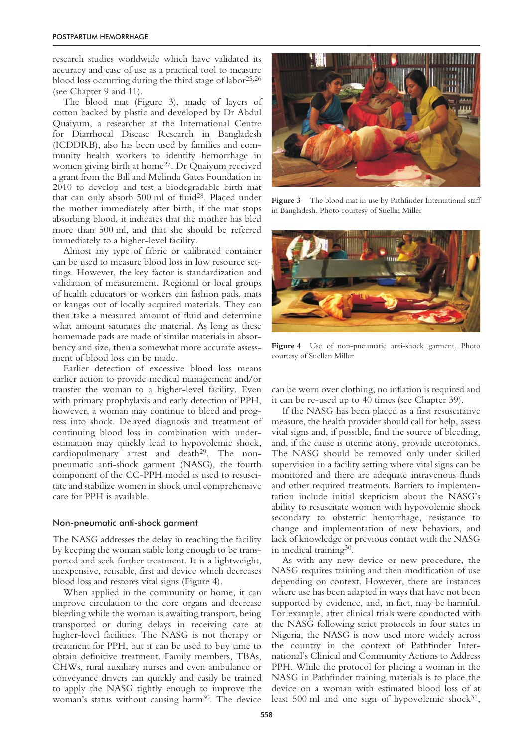research studies worldwide which have validated its accuracy and ease of use as a practical tool to measure blood loss occurring during the third stage of labor[25,26] (see Chapter 9 and 11).

The blood mat (Figure 3), made of layers of cotton backed by plastic and developed by Dr Abdul Quaiyum, a researcher at the International Centre for Diarrhoeal Disease Research in Bangladesh (ICDDRB), also has been used by families and community health workers to identify hemorrhage in women giving birth at home[27]. Dr Quaiyum received a grant from the Bill and Melinda Gates Foundation in 2010 to develop and test a biodegradable birth mat that can only absorb 500 ml of fluid[28]. Placed under the mother immediately after birth, if the mat stops absorbing blood, it indicates that the mother has bled more than 500 ml, and that she should be referred immediately to a higher-level facility.

Almost any type of fabric or calibrated container can be used to measure blood loss in low resource settings. However, the key factor is standardization and validation of measurement. Regional or local groups of health educators or workers can fashion pads, mats or kangas out of locally acquired materials. They can then take a measured amount of fluid and determine what amount saturates the material. As long as these homemade pads are made of similar materials in absorbency and size, then a somewhat more accurate assessment of blood loss can be made.

Earlier detection of excessive blood loss means earlier action to provide medical management and/or transfer the woman to a higher-level facility. Even with primary prophylaxis and early detection of PPH, however, a woman may continue to bleed and progress into shock. Delayed diagnosis and treatment of continuing blood loss in combination with underestimation may quickly lead to hypovolemic shock, cardiopulmonary arrest and death[29]. The non-pneumatic anti-shock garment (NASG), the fourth component of the CC-PPH model is used to resuscitate and stabilize women in shock until comprehensive care for PPH is available.

**Figure 3** The blood mat in use by Pathfinder International staff in Bangladesh. Photo courtesy of Suellin Miller

**Figure 4** Use of non-pneumatic anti-shock garment. Photo courtesy of Suellen Miller

## Non-pneumatic anti-shock garment

The NASG addresses the delay in reaching the facility by keeping the woman stable long enough to be transported and seek further treatment. It is a lightweight, inexpensive, reusable, first aid device which decreases blood loss and restores vital signs (Figure 4).

When applied in the community or home, it can improve circulation to the core organs and decrease bleeding while the woman is awaiting transport, being transported or during delays in receiving care at higher-level facilities. The NASG is not therapy or treatment for PPH, but it can be used to buy time to obtain definitive treatment. Family members, TBAs, CHWs, rural auxiliary nurses and even ambulance or conveyance drivers can quickly and easily be trained to apply the NASG tightly enough to improve the woman's status without causing harm[30]. The device can be worn over clothing, no inflation is required and it can be re-used up to 40 times (see Chapter 39).

If the NASG has been placed as a first resuscitative measure, the health provider should call for help, assess vital signs and, if possible, find the source of bleeding, and, if the cause is uterine atony, provide uterotonics. The NASG should be removed only under skilled supervision in a facility setting where vital signs can be monitored and there are adequate intravenous fluids and other required treatments. Barriers to implementation include initial skepticism about the NASG's ability to resuscitate women with hypovolemic shock secondary to obstetric hemorrhage, resistance to change and implementation of new behaviors, and lack of knowledge or previous contact with the NASG in medical training[30].

As with any new device or new procedure, the NASG requires training and then modification of use depending on context. However, there are instances where use has been adapted in ways that have not been supported by evidence, and, in fact, may be harmful. For example, after clinical trials were conducted with the NASG following strict protocols in four states in Nigeria, the NASG is now used more widely across the country in the context of Pathfinder International's Clinical and Community Actions to Address PPH. While the protocol for placing a woman in the NASG in Pathfinder training materials is to place the device on a woman with estimated blood loss of at least 500 ml and one sign of hypovolemic shock[31],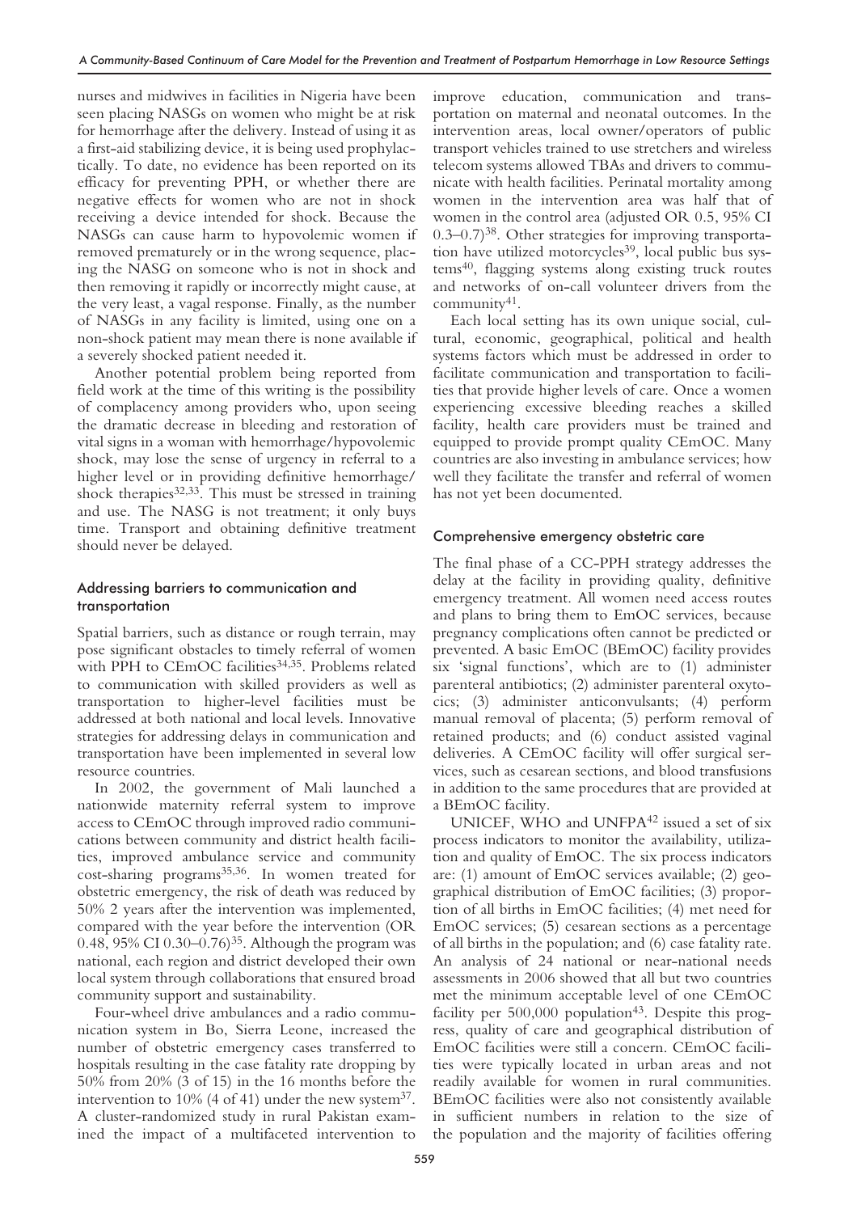nurses and midwives in facilities in Nigeria have been seen placing NASGs on women who might be at risk for hemorrhage after the delivery. Instead of using it as a first-aid stabilizing device, it is being used prophylactically. To date, no evidence has been reported on its efficacy for preventing PPH, or whether there are negative effects for women who are not in shock receiving a device intended for shock. Because the NASGs can cause harm to hypovolemic women if removed prematurely or in the wrong sequence, placing the NASG on someone who is not in shock and then removing it rapidly or incorrectly might cause, at the very least, a vagal response. Finally, as the number of NASGs in any facility is limited, using one on a non-shock patient may mean there is none available if a severely shocked patient needed it.

Another potential problem being reported from field work at the time of this writing is the possibility of complacency among providers who, upon seeing the dramatic decrease in bleeding and restoration of vital signs in a woman with hemorrhage/hypovolemic shock, may lose the sense of urgency in referral to a higher level or in providing definitive hemorrhage/shock therapies[32,33]. This must be stressed in training and use. The NASG is not treatment; it only buys time. Transport and obtaining definitive treatment should never be delayed.

### Addressing barriers to communication and transportation

Spatial barriers, such as distance or rough terrain, may pose significant obstacles to timely referral of women with PPH to CEmOC facilities[34,35]. Problems related to communication with skilled providers as well as transportation to higher-level facilities must be addressed at both national and local levels. Innovative strategies for addressing delays in communication and transportation have been implemented in several low resource countries.

In 2002, the government of Mali launched a nationwide maternity referral system to improve access to CEmOC through improved radio communications between community and district health facilities, improved ambulance service and community cost-sharing programs[35,36]. In women treated for obstetric emergency, the risk of death was reduced by 50% 2 years after the intervention was implemented, compared with the year before the intervention (OR 0.48, 95% CI 0.30–0.76)[35]. Although the program was national, each region and district developed their own local system through collaborations that ensured broad community support and sustainability.

Four-wheel drive ambulances and a radio communication system in Bo, Sierra Leone, increased the number of obstetric emergency cases transferred to hospitals resulting in the case fatality rate dropping by 50% from 20% (3 of 15) in the 16 months before the intervention to 10% (4 of 41) under the new system[37]. A cluster-randomized study in rural Pakistan examined the impact of a multifaceted intervention to improve education, communication and transportation on maternal and neonatal outcomes. In the intervention areas, local owner/operators of public transport vehicles trained to use stretchers and wireless telecom systems allowed TBAs and drivers to communicate with health facilities. Perinatal mortality among women in the intervention area was half that of women in the control area (adjusted OR 0.5, 95% CI 0.3–0.7)[38]. Other strategies for improving transportation have utilized motorcycles[39], local public bus systems[40], flagging systems along existing truck routes and networks of on-call volunteer drivers from the community[41].

Each local setting has its own unique social, cultural, economic, geographical, political and health systems factors which must be addressed in order to facilitate communication and transportation to facilities that provide higher levels of care. Once a women experiencing excessive bleeding reaches a skilled facility, health care providers must be trained and equipped to provide prompt quality CEmOC. Many countries are also investing in ambulance services; how well they facilitate the transfer and referral of women has not yet been documented.

### Comprehensive emergency obstetric care

The final phase of a CC-PPH strategy addresses the delay at the facility in providing quality, definitive emergency treatment. All women need access routes and plans to bring them to EmOC services, because pregnancy complications often cannot be predicted or prevented. A basic EmOC (BEmOC) facility provides six 'signal functions', which are to (1) administer parenteral antibiotics; (2) administer parenteral oxytocics; (3) administer anticonvulsants; (4) perform manual removal of placenta; (5) perform removal of retained products; and (6) conduct assisted vaginal deliveries. A CEmOC facility will offer surgical services, such as cesarean sections, and blood transfusions in addition to the same procedures that are provided at a BEmOC facility.

UNICEF, WHO and UNFPA[42] issued a set of six process indicators to monitor the availability, utilization and quality of EmOC. The six process indicators are: (1) amount of EmOC services available; (2) geographical distribution of EmOC facilities; (3) proportion of all births in EmOC facilities; (4) met need for EmOC services; (5) cesarean sections as a percentage of all births in the population; and (6) case fatality rate. An analysis of 24 national or near-national needs assessments in 2006 showed that all but two countries met the minimum acceptable level of one CEmOC facility per 500,000 population[43]. Despite this progress, quality of care and geographical distribution of EmOC facilities were still a concern. CEmOC facilities were typically located in urban areas and not readily available for women in rural communities. BEmOC facilities were also not consistently available in sufficient numbers in relation to the size of the population and the majority of facilities offering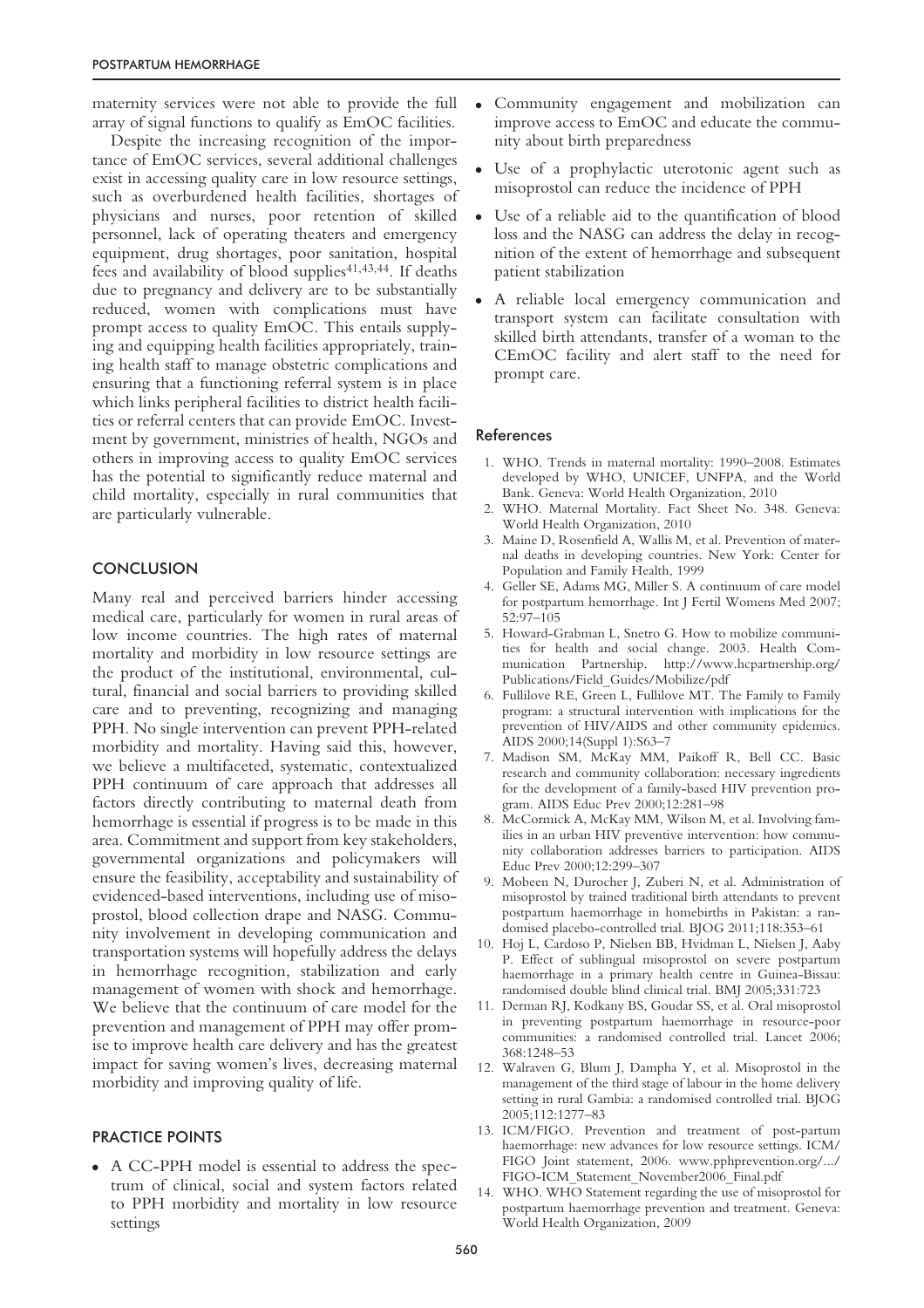maternity services were not able to provide the full array of signal functions to qualify as EmOC facilities.

Despite the increasing recognition of the importance of EmOC services, several additional challenges exist in accessing quality care in low resource settings, such as overburdened health facilities, shortages of physicians and nurses, poor retention of skilled personnel, lack of operating theaters and emergency equipment, drug shortages, poor sanitation, hospital fees and availability of blood supplies[41,43,44]. If deaths due to pregnancy and delivery are to be substantially reduced, women with complications must have prompt access to quality EmOC. This entails supplying and equipping health facilities appropriately, training health staff to manage obstetric complications and ensuring that a functioning referral system is in place which links peripheral facilities to district health facilities or referral centers that can provide EmOC. Investment by government, ministries of health, NGOs and others in improving access to quality EmOC services has the potential to significantly reduce maternal and child mortality, especially in rural communities that are particularly vulnerable.

## CONCLUSION

Many real and perceived barriers hinder accessing medical care, particularly for women in rural areas of low income countries. The high rates of maternal mortality and morbidity in low resource settings are the product of the institutional, environmental, cultural, financial and social barriers to providing skilled care and to preventing, recognizing and managing PPH. No single intervention can prevent PPH-related morbidity and mortality. Having said this, however, we believe a multifaceted, systematic, contextualized PPH continuum of care approach that addresses all factors directly contributing to maternal death from hemorrhage is essential if progress is to be made in this area. Commitment and support from key stakeholders, governmental organizations and policymakers will ensure the feasibility, acceptability and sustainability of evidenced-based interventions, including use of misoprostol, blood collection drape and NASG. Community involvement in developing communication and transportation systems will hopefully address the delays in hemorrhage recognition, stabilization and early management of women with shock and hemorrhage. We believe that the continuum of care model for the prevention and management of PPH may offer promise to improve health care delivery and has the greatest impact for saving women's lives, decreasing maternal morbidity and improving quality of life.

## PRACTICE POINTS

- A CC-PPH model is essential to address the spectrum of clinical, social and system factors related to PPH morbidity and mortality in low resource settings
- Community engagement and mobilization can improve access to EmOC and educate the community about birth preparedness
- Use of a prophylactic uterotonic agent such as misoprostol can reduce the incidence of PPH
- Use of a reliable aid to the quantification of blood loss and the NASG can address the delay in recognition of the extent of hemorrhage and subsequent patient stabilization
- A reliable local emergency communication and transport system can facilitate consultation with skilled birth attendants, transfer of a woman to the CEmOC facility and alert staff to the need for prompt care.

## References

1. WHO. Trends in maternal mortality: 1990–2008. Estimates developed by WHO, UNICEF, UNFPA, and the World Bank. Geneva: World Health Organization, 2010
2. WHO. Maternal Mortality. Fact Sheet No. 348. Geneva: World Health Organization, 2010
3. Maine D, Rosenfield A, Wallis M, et al. Prevention of maternal deaths in developing countries. New York: Center for Population and Family Health, 1999
4. Geller SE, Adams MG, Miller S. A continuum of care model for postpartum hemorrhage. Int J Fertil Womens Med 2007; 52:97–105
5. Howard-Grabman L, Snetro G. How to mobilize communities for health and social change. 2003. Health Communication Partnership. http://www.hcpartnership.org/Publications/Field_Guides/Mobilize/pdf
6. Fullilove RE, Green L, Fullilove MT. The Family to Family program: a structural intervention with implications for the prevention of HIV/AIDS and other community epidemics. AIDS 2000;14(Suppl 1):S63–7
7. Madison SM, McKay MM, Paikoff R, Bell CC. Basic research and community collaboration: necessary ingredients for the development of a family-based HIV prevention program. AIDS Educ Prev 2000;12:281–98
8. McCormick A, McKay MM, Wilson M, et al. Involving families in an urban HIV preventive intervention: how community collaboration addresses barriers to participation. AIDS Educ Prev 2000;12:299–307
9. Mobeen N, Durocher J, Zuberi N, et al. Administration of misoprostol by trained traditional birth attendants to prevent postpartum haemorrhage in homebirths in Pakistan: a randomised placebo-controlled trial. BJOG 2011;118:353–61
10. Hoj L, Cardoso P, Nielsen BB, Hvidman L, Nielsen J, Aaby P. Effect of sublingual misoprostol on severe postpartum haemorrhage in a primary health centre in Guinea-Bissau: randomised double blind clinical trial. BMJ 2005;331:723
11. Derman RJ, Kodkany BS, Goudar SS, et al. Oral misoprostol in preventing postpartum haemorrhage in resource-poor communities: a randomised controlled trial. Lancet 2006; 368:1248–53
12. Walraven G, Blum J, Dampha Y, et al. Misoprostol in the management of the third stage of labour in the home delivery setting in rural Gambia: a randomised controlled trial. BJOG 2005;112:1277–83
13. ICM/FIGO. Prevention and treatment of post-partum haemorrhage: new advances for low resource settings. ICM/FIGO Joint statement, 2006. www.pphprevention.org/.../FIGO-ICM_Statement_November2006_Final.pdf
14. WHO. WHO Statement regarding the use of misoprostol for postpartum haemorrhage prevention and treatment. Geneva: World Health Organization, 2009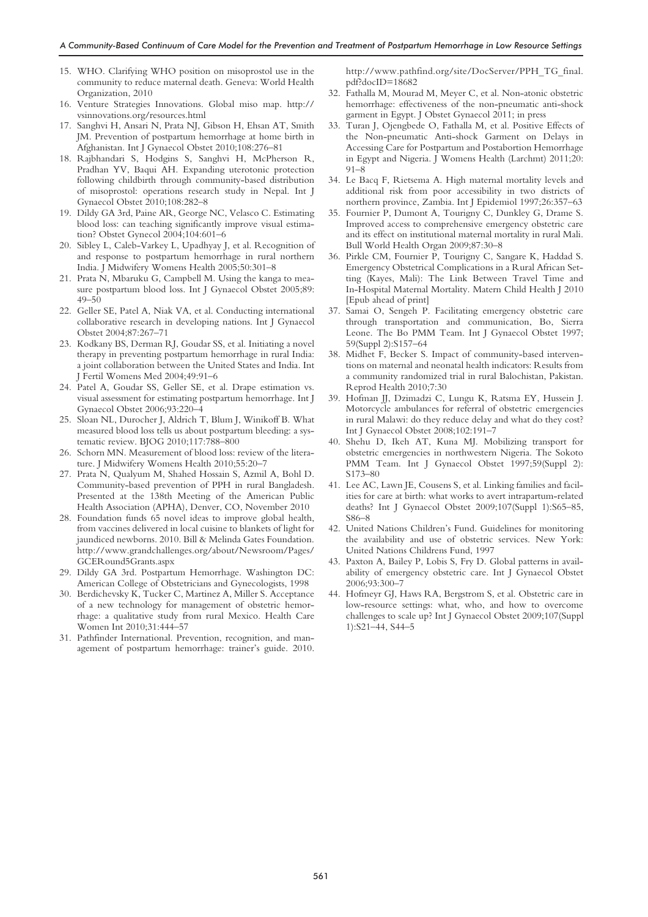15. WHO. Clarifying WHO position on misoprostol use in the community to reduce maternal death. Geneva: World Health Organization, 2010
16. Venture Strategies Innovations. Global miso map. http://vsinnovations.org/resources.html
17. Sanghvi H, Ansari N, Prata NJ, Gibson H, Ehsan AT, Smith JM. Prevention of postpartum hemorrhage at home birth in Afghanistan. Int J Gynaecol Obstet 2010;108:276–81
18. Rajbhandari S, Hodgins S, Sanghvi H, McPherson R, Pradhan YV, Baqui AH. Expanding uterotonic protection following childbirth through community-based distribution of misoprostol: operations research study in Nepal. Int J Gynaecol Obstet 2010;108:282–8
19. Dildy GA 3rd, Paine AR, George NC, Velasco C. Estimating blood loss: can teaching significantly improve visual estimation? Obstet Gynecol 2004;104:601–6
20. Sibley L, Caleb-Varkey L, Upadhyay J, et al. Recognition of and response to postpartum hemorrhage in rural northern India. J Midwifery Womens Health 2005;50:301–8
21. Prata N, Mbaruku G, Campbell M. Using the kanga to measure postpartum blood loss. Int J Gynaecol Obstet 2005;89: 49–50
22. Geller SE, Patel A, Niak VA, et al. Conducting international collaborative research in developing nations. Int J Gynaecol Obstet 2004;87:267–71
23. Kodkany BS, Derman RJ, Goudar SS, et al. Initiating a novel therapy in preventing postpartum hemorrhage in rural India: a joint collaboration between the United States and India. Int J Fertil Womens Med 2004;49:91–6
24. Patel A, Goudar SS, Geller SE, et al. Drape estimation vs. visual assessment for estimating postpartum hemorrhage. Int J Gynaecol Obstet 2006;93:220–4
25. Sloan NL, Durocher J, Aldrich T, Blum J, Winikoff B. What measured blood loss tells us about postpartum bleeding: a systematic review. BJOG 2010;117:788–800
26. Schorn MN. Measurement of blood loss: review of the literature. J Midwifery Womens Health 2010;55:20–7
27. Prata N, Qualyum M, Shahed Hossain S, Azmil A, Bohl D. Community-based prevention of PPH in rural Bangladesh. Presented at the 138th Meeting of the American Public Health Association (APHA), Denver, CO, November 2010
28. Foundation funds 65 novel ideas to improve global health, from vaccines delivered in local cuisine to blankets of light for jaundiced newborns. 2010. Bill & Melinda Gates Foundation. http://www.grandchallenges.org/about/Newsroom/Pages/GCERound5Grants.aspx
29. Dildy GA 3rd. Postpartum Hemorrhage. Washington DC: American College of Obstetricians and Gynecologists, 1998
30. Berdichevsky K, Tucker C, Martinez A, Miller S. Acceptance of a new technology for management of obstetric hemorrhage: a qualitative study from rural Mexico. Health Care Women Int 2010;31:444–57
31. Pathfinder International. Prevention, recognition, and management of postpartum hemorrhage: trainer's guide. 2010. http://www.pathfind.org/site/DocServer/PPH_TG_final.pdf?docID=18682
32. Fathalla M, Mourad M, Meyer C, et al. Non-atonic obstetric hemorrhage: effectiveness of the non-pneumatic anti-shock garment in Egypt. J Obstet Gynaecol 2011; in press
33. Turan J, Ojengbede O, Fathalla M, et al. Positive Effects of the Non-pneumatic Anti-shock Garment on Delays in Accessing Care for Postpartum and Postabortion Hemorrhage in Egypt and Nigeria. J Womens Health (Larchmt) 2011;20: 91–8
34. Le Bacq F, Rietsema A. High maternal mortality levels and additional risk from poor accessibility in two districts of northern province, Zambia. Int J Epidemiol 1997;26:357–63
35. Fournier P, Dumont A, Tourigny C, Dunkley G, Drame S. Improved access to comprehensive emergency obstetric care and its effect on institutional maternal mortality in rural Mali. Bull World Health Organ 2009;87:30–8
36. Pirkle CM, Fournier P, Tourigny C, Sangare K, Haddad S. Emergency Obstetrical Complications in a Rural African Setting (Kayes, Mali): The Link Between Travel Time and In-Hospital Maternal Mortality. Matern Child Health J 2010 [Epub ahead of print]
37. Samai O, Sengeh P. Facilitating emergency obstetric care through transportation and communication, Bo, Sierra Leone. The Bo PMM Team. Int J Gynaecol Obstet 1997; 59(Suppl 2):S157–64
38. Midhet F, Becker S. Impact of community-based interventions on maternal and neonatal health indicators: Results from a community randomized trial in rural Balochistan, Pakistan. Reprod Health 2010;7:30
39. Hofman JJ, Dzimadzi C, Lungu K, Ratsma EY, Hussein J. Motorcycle ambulances for referral of obstetric emergencies in rural Malawi: do they reduce delay and what do they cost? Int J Gynaecol Obstet 2008;102:191–7
40. Shehu D, Ikeh AT, Kuna MJ. Mobilizing transport for obstetric emergencies in northwestern Nigeria. The Sokoto PMM Team. Int J Gynaecol Obstet 1997;59(Suppl 2): S173–80
41. Lee AC, Lawn JE, Cousens S, et al. Linking families and facilities for care at birth: what works to avert intrapartum-related deaths? Int J Gynaecol Obstet 2009;107(Suppl 1):S65–85, S86–8
42. United Nations Children's Fund. Guidelines for monitoring the availability and use of obstetric services. New York: United Nations Childrens Fund, 1997
43. Paxton A, Bailey P, Lobis S, Fry D. Global patterns in availability of emergency obstetric care. Int J Gynaecol Obstet 2006;93:300–7
44. Hofmeyr GJ, Haws RA, Bergstrom S, et al. Obstetric care in low-resource settings: what, who, and how to overcome challenges to scale up? Int J Gynaecol Obstet 2009;107(Suppl 1):S21–44, S44–5